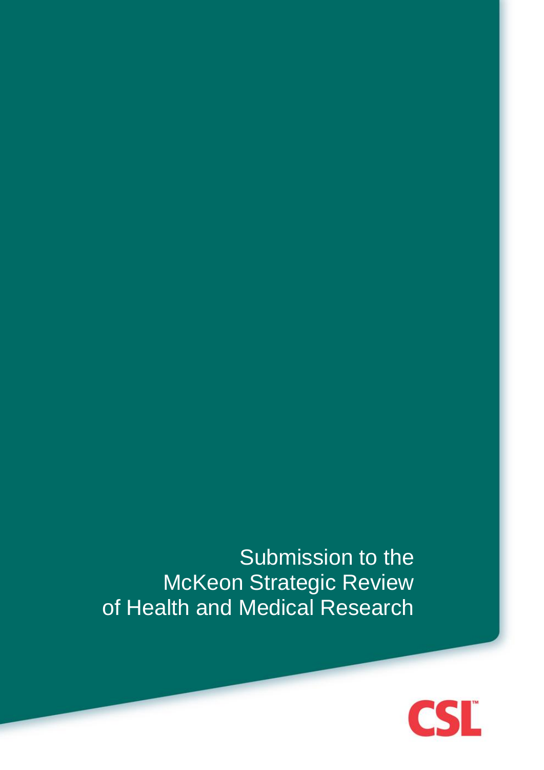# Submission to the McKeon Strategic Review of Health and Medical Research

CSL™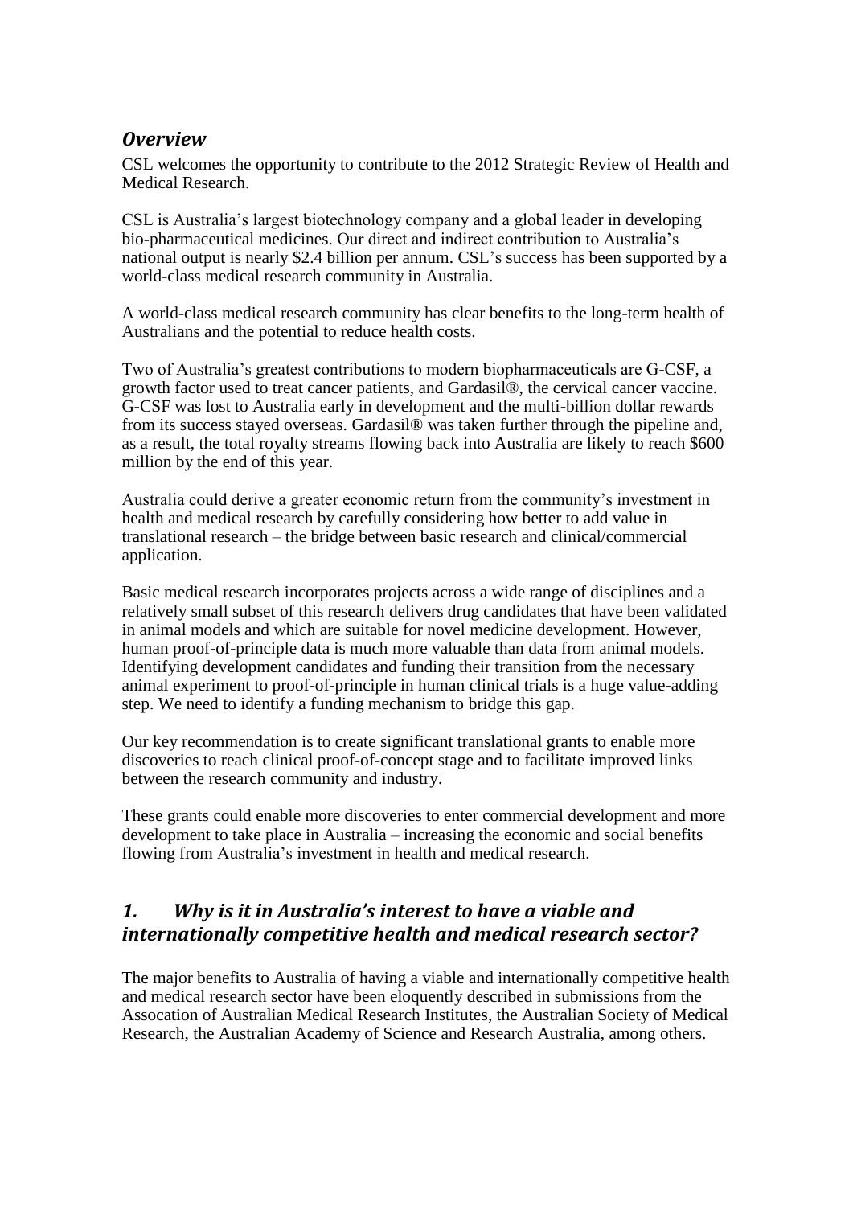## *Overview*

CSL welcomes the opportunity to contribute to the 2012 Strategic Review of Health and Medical Research.

CSL is Australia's largest biotechnology company and a global leader in developing bio-pharmaceutical medicines. Our direct and indirect contribution to Australia's national output is nearly $2.4 billion per annum. CSL's success has been supported by a world-class medical research community in Australia.

A world-class medical research community has clear benefits to the long-term health of Australians and the potential to reduce health costs.

Two of Australia's greatest contributions to modern biopharmaceuticals are G-CSF, a growth factor used to treat cancer patients, and Gardasil®, the cervical cancer vaccine. G-CSF was lost to Australia early in development and the multi-billion dollar rewards from its success stayed overseas. Gardasil® was taken further through the pipeline and, as a result, the total royalty streams flowing back into Australia are likely to reach $600 million by the end of this year.

Australia could derive a greater economic return from the community's investment in health and medical research by carefully considering how better to add value in translational research – the bridge between basic research and clinical/commercial application.

Basic medical research incorporates projects across a wide range of disciplines and a relatively small subset of this research delivers drug candidates that have been validated in animal models and which are suitable for novel medicine development. However, human proof-of-principle data is much more valuable than data from animal models. Identifying development candidates and funding their transition from the necessary animal experiment to proof-of-principle in human clinical trials is a huge value-adding step. We need to identify a funding mechanism to bridge this gap.

Our key recommendation is to create significant translational grants to enable more discoveries to reach clinical proof-of-concept stage and to facilitate improved links between the research community and industry.

These grants could enable more discoveries to enter commercial development and more development to take place in Australia – increasing the economic and social benefits flowing from Australia's investment in health and medical research.

## *1. Why is it in Australia's interest to have a viable and internationally competitive health and medical research sector?*

The major benefits to Australia of having a viable and internationally competitive health and medical research sector have been eloquently described in submissions from the Assocation of Australian Medical Research Institutes, the Australian Society of Medical Research, the Australian Academy of Science and Research Australia, among others.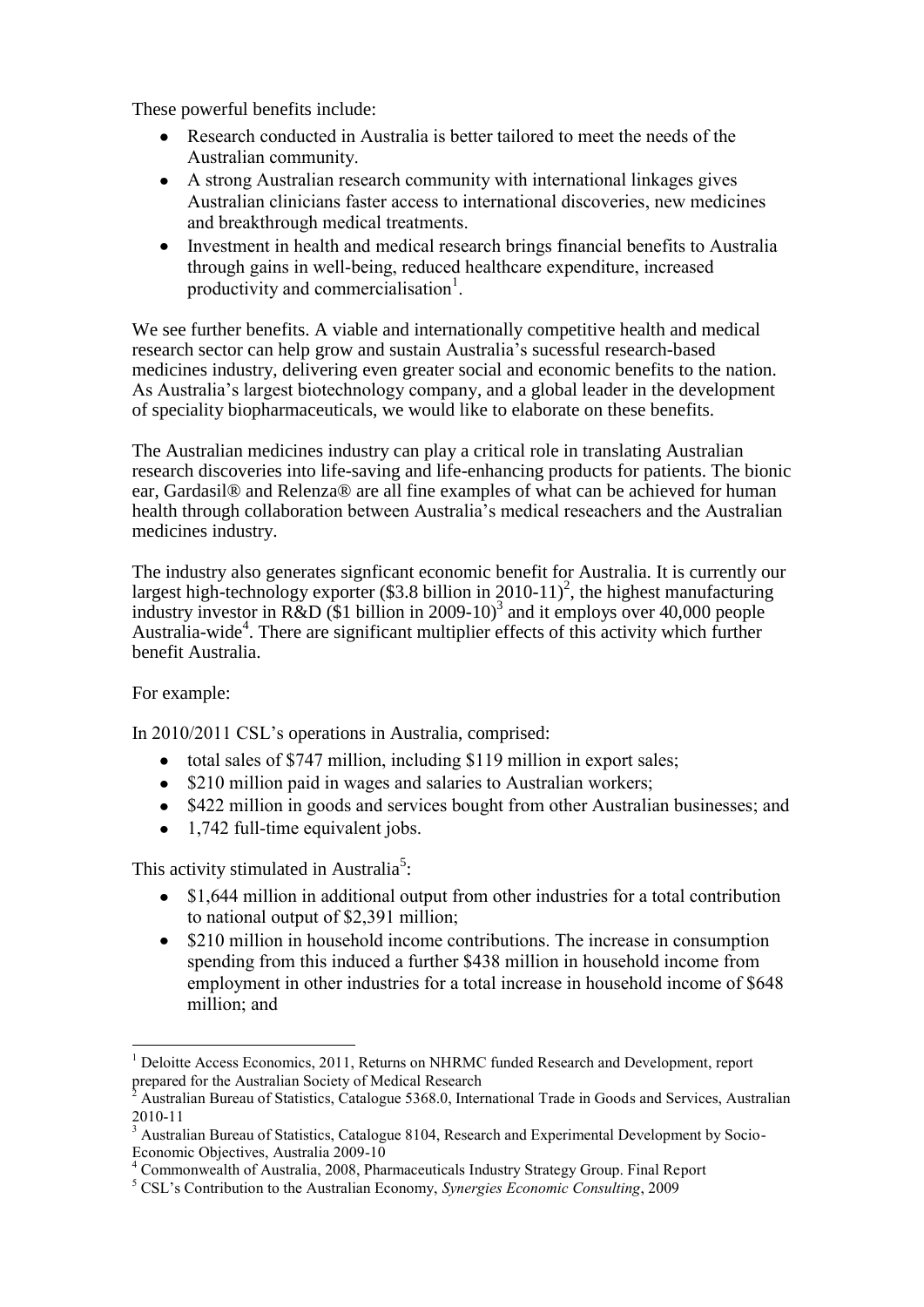These powerful benefits include:

- Research conducted in Australia is better tailored to meet the needs of the Australian community.
- A strong Australian research community with international linkages gives Australian clinicians faster access to international discoveries, new medicines and breakthrough medical treatments.
- Investment in health and medical research brings financial benefits to Australia through gains in well-being, reduced healthcare expenditure, increased productivity and commercialisation[1].

We see further benefits. A viable and internationally competitive health and medical research sector can help grow and sustain Australia's sucessful research-based medicines industry, delivering even greater social and economic benefits to the nation. As Australia's largest biotechnology company, and a global leader in the development of speciality biopharmaceuticals, we would like to elaborate on these benefits.

The Australian medicines industry can play a critical role in translating Australian research discoveries into life-saving and life-enhancing products for patients. The bionic ear, Gardasil® and Relenza® are all fine examples of what can be achieved for human health through collaboration between Australia's medical reseachers and the Australian medicines industry.

The industry also generates signficant economic benefit for Australia. It is currently our largest high-technology exporter ($3.8 billion in 2010-11)[2], the highest manufacturing industry investor in R&D ($1 billion in 2009-10)[3] and it employs over 40,000 people Australia-wide[4]. There are significant multiplier effects of this activity which further benefit Australia.

For example:

In 2010/2011 CSL's operations in Australia, comprised:

- total sales of $747 million, including $119 million in export sales;
- $210 million paid in wages and salaries to Australian workers;
- $422 million in goods and services bought from other Australian businesses; and
- 1,742 full-time equivalent jobs.

This activity stimulated in Australia[5]:

- $1,644 million in additional output from other industries for a total contribution to national output of $2,391 million;
- $210 million in household income contributions. The increase in consumption spending from this induced a further $438 million in household income from employment in other industries for a total increase in household income of $648 million; and

---

[1] Deloitte Access Economics, 2011, Returns on NHRMC funded Research and Development, report prepared for the Australian Society of Medical Research

[2] Australian Bureau of Statistics, Catalogue 5368.0, International Trade in Goods and Services, Australian 2010-11

[3] Australian Bureau of Statistics, Catalogue 8104, Research and Experimental Development by Socio-Economic Objectives, Australia 2009-10

[4] Commonwealth of Australia, 2008, Pharmaceuticals Industry Strategy Group. Final Report

[5] CSL's Contribution to the Australian Economy, *Synergies Economic Consulting*, 2009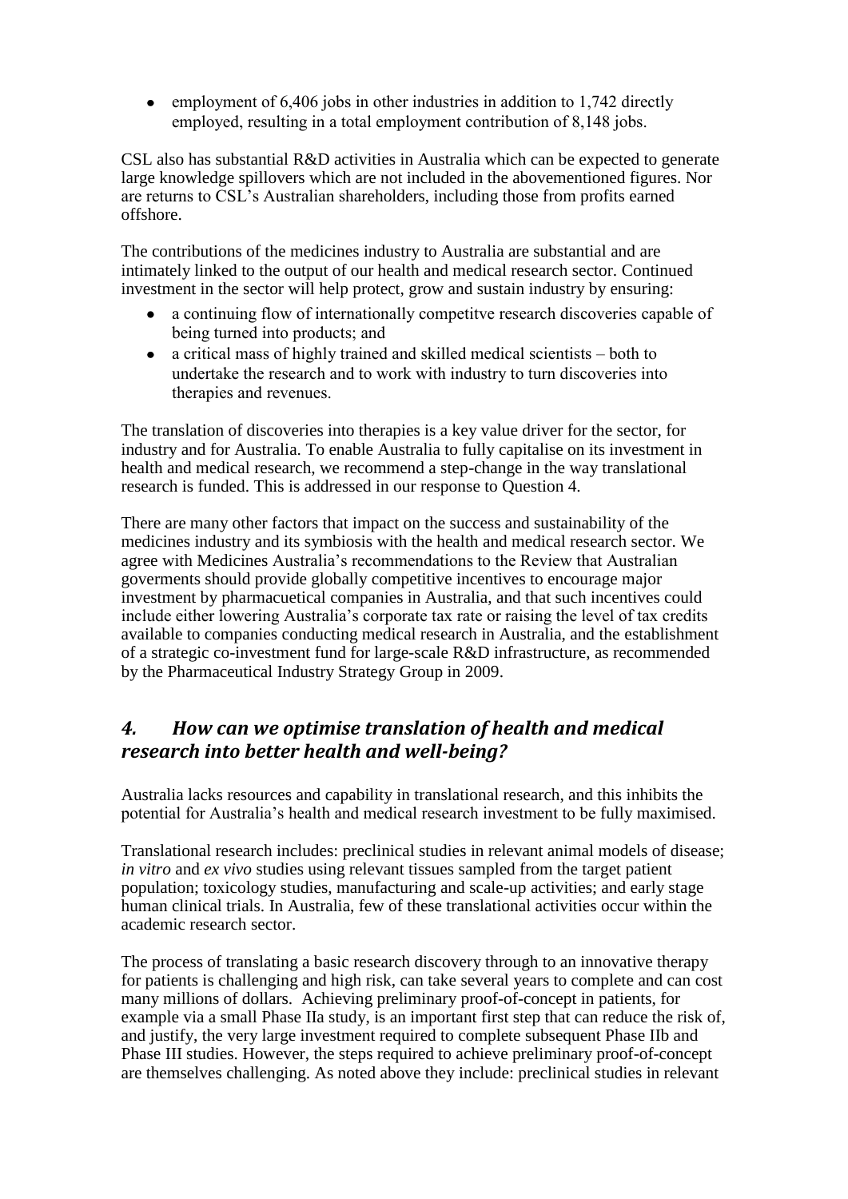- employment of 6,406 jobs in other industries in addition to 1,742 directly employed, resulting in a total employment contribution of 8,148 jobs.

CSL also has substantial R&D activities in Australia which can be expected to generate large knowledge spillovers which are not included in the abovementioned figures. Nor are returns to CSL's Australian shareholders, including those from profits earned offshore.

The contributions of the medicines industry to Australia are substantial and are intimately linked to the output of our health and medical research sector. Continued investment in the sector will help protect, grow and sustain industry by ensuring:

- a continuing flow of internationally competitve research discoveries capable of being turned into products; and
- a critical mass of highly trained and skilled medical scientists – both to undertake the research and to work with industry to turn discoveries into therapies and revenues.

The translation of discoveries into therapies is a key value driver for the sector, for industry and for Australia. To enable Australia to fully capitalise on its investment in health and medical research, we recommend a step-change in the way translational research is funded. This is addressed in our response to Question 4.

There are many other factors that impact on the success and sustainability of the medicines industry and its symbiosis with the health and medical research sector. We agree with Medicines Australia's recommendations to the Review that Australian goverments should provide globally competitive incentives to encourage major investment by pharmacuetical companies in Australia, and that such incentives could include either lowering Australia's corporate tax rate or raising the level of tax credits available to companies conducting medical research in Australia, and the establishment of a strategic co-investment fund for large-scale R&D infrastructure, as recommended by the Pharmaceutical Industry Strategy Group in 2009.

## *4. How can we optimise translation of health and medical research into better health and well-being?*

Australia lacks resources and capability in translational research, and this inhibits the potential for Australia's health and medical research investment to be fully maximised.

Translational research includes: preclinical studies in relevant animal models of disease; *in vitro* and *ex vivo* studies using relevant tissues sampled from the target patient population; toxicology studies, manufacturing and scale-up activities; and early stage human clinical trials. In Australia, few of these translational activities occur within the academic research sector.

The process of translating a basic research discovery through to an innovative therapy for patients is challenging and high risk, can take several years to complete and can cost many millions of dollars. Achieving preliminary proof-of-concept in patients, for example via a small Phase IIa study, is an important first step that can reduce the risk of, and justify, the very large investment required to complete subsequent Phase IIb and Phase III studies. However, the steps required to achieve preliminary proof-of-concept are themselves challenging. As noted above they include: preclinical studies in relevant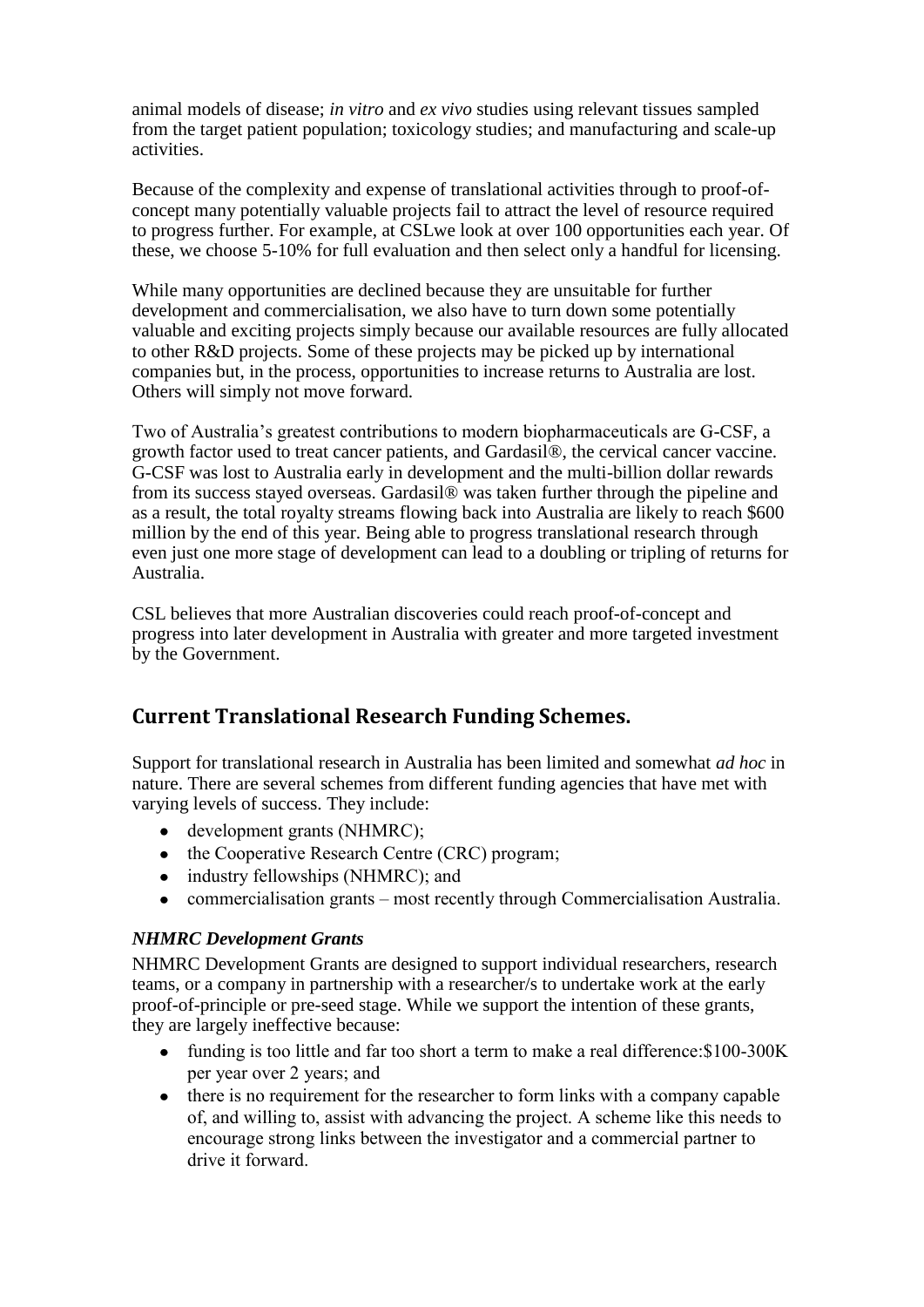animal models of disease; *in vitro* and *ex vivo* studies using relevant tissues sampled from the target patient population; toxicology studies; and manufacturing and scale-up activities.

Because of the complexity and expense of translational activities through to proof-of-concept many potentially valuable projects fail to attract the level of resource required to progress further. For example, at CSLwe look at over 100 opportunities each year. Of these, we choose 5-10% for full evaluation and then select only a handful for licensing.

While many opportunities are declined because they are unsuitable for further development and commercialisation, we also have to turn down some potentially valuable and exciting projects simply because our available resources are fully allocated to other R&D projects. Some of these projects may be picked up by international companies but, in the process, opportunities to increase returns to Australia are lost. Others will simply not move forward.

Two of Australia's greatest contributions to modern biopharmaceuticals are G-CSF, a growth factor used to treat cancer patients, and Gardasil®, the cervical cancer vaccine. G-CSF was lost to Australia early in development and the multi-billion dollar rewards from its success stayed overseas. Gardasil® was taken further through the pipeline and as a result, the total royalty streams flowing back into Australia are likely to reach $600 million by the end of this year. Being able to progress translational research through even just one more stage of development can lead to a doubling or tripling of returns for Australia.

CSL believes that more Australian discoveries could reach proof-of-concept and progress into later development in Australia with greater and more targeted investment by the Government.

## Current Translational Research Funding Schemes.

Support for translational research in Australia has been limited and somewhat *ad hoc* in nature. There are several schemes from different funding agencies that have met with varying levels of success. They include:

- development grants (NHMRC);
- the Cooperative Research Centre (CRC) program;
- industry fellowships (NHMRC); and
- commercialisation grants – most recently through Commercialisation Australia.

### *NHMRC Development Grants*

NHMRC Development Grants are designed to support individual researchers, research teams, or a company in partnership with a researcher/s to undertake work at the early proof-of-principle or pre-seed stage. While we support the intention of these grants, they are largely ineffective because:

- funding is too little and far too short a term to make a real difference:$100-300K per year over 2 years; and
- there is no requirement for the researcher to form links with a company capable of, and willing to, assist with advancing the project. A scheme like this needs to encourage strong links between the investigator and a commercial partner to drive it forward.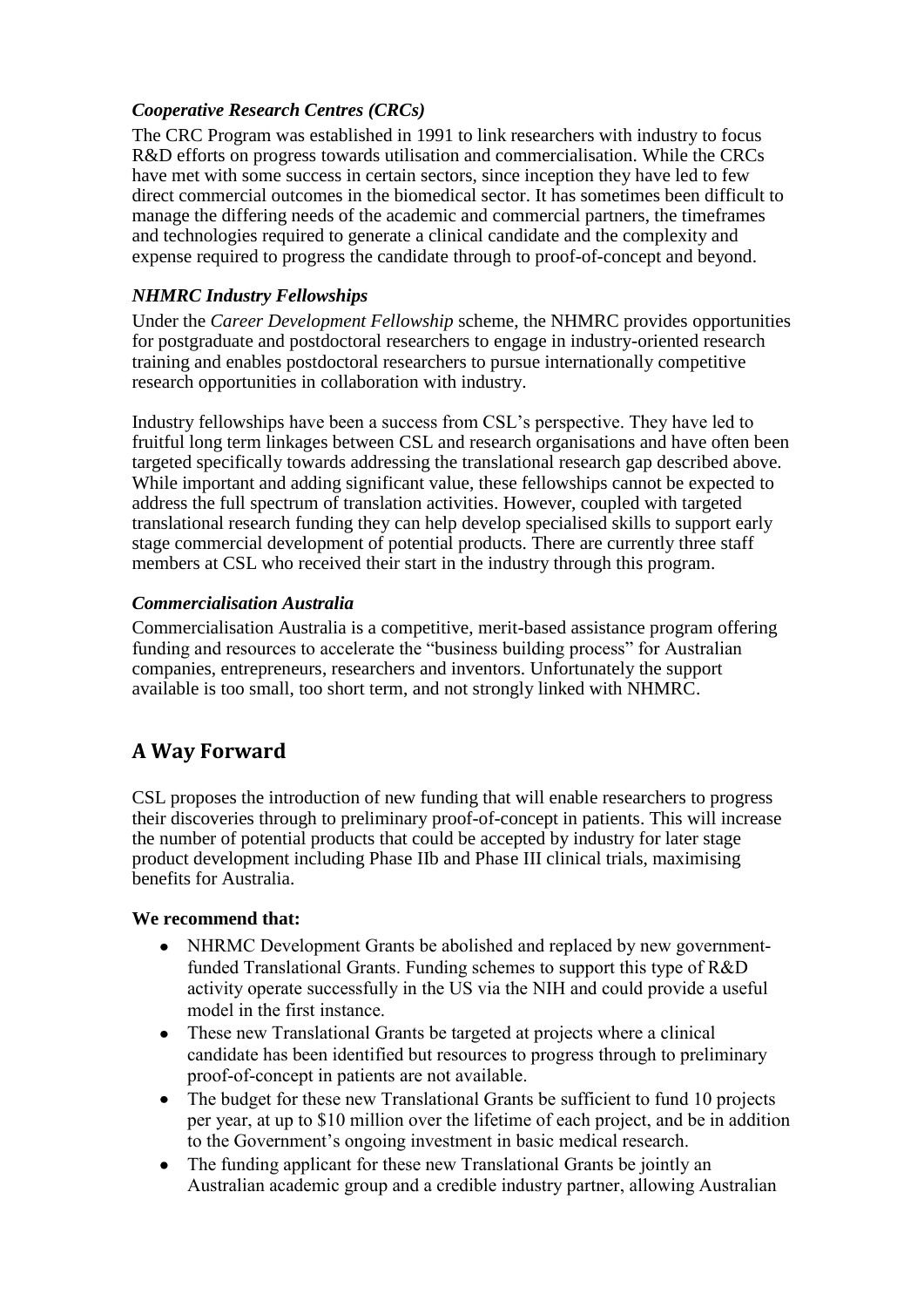### *Cooperative Research Centres (CRCs)*

The CRC Program was established in 1991 to link researchers with industry to focus R&D efforts on progress towards utilisation and commercialisation. While the CRCs have met with some success in certain sectors, since inception they have led to few direct commercial outcomes in the biomedical sector. It has sometimes been difficult to manage the differing needs of the academic and commercial partners, the timeframes and technologies required to generate a clinical candidate and the complexity and expense required to progress the candidate through to proof-of-concept and beyond.

### *NHMRC Industry Fellowships*

Under the *Career Development Fellowship* scheme, the NHMRC provides opportunities for postgraduate and postdoctoral researchers to engage in industry-oriented research training and enables postdoctoral researchers to pursue internationally competitive research opportunities in collaboration with industry.

Industry fellowships have been a success from CSL's perspective. They have led to fruitful long term linkages between CSL and research organisations and have often been targeted specifically towards addressing the translational research gap described above. While important and adding significant value, these fellowships cannot be expected to address the full spectrum of translation activities. However, coupled with targeted translational research funding they can help develop specialised skills to support early stage commercial development of potential products. There are currently three staff members at CSL who received their start in the industry through this program.

### *Commercialisation Australia*

Commercialisation Australia is a competitive, merit-based assistance program offering funding and resources to accelerate the "business building process" for Australian companies, entrepreneurs, researchers and inventors. Unfortunately the support available is too small, too short term, and not strongly linked with NHMRC.

## A Way Forward

CSL proposes the introduction of new funding that will enable researchers to progress their discoveries through to preliminary proof-of-concept in patients. This will increase the number of potential products that could be accepted by industry for later stage product development including Phase IIb and Phase III clinical trials, maximising benefits for Australia.

**We recommend that:**

- NHRMC Development Grants be abolished and replaced by new government-funded Translational Grants. Funding schemes to support this type of R&D activity operate successfully in the US via the NIH and could provide a useful model in the first instance.
- These new Translational Grants be targeted at projects where a clinical candidate has been identified but resources to progress through to preliminary proof-of-concept in patients are not available.
- The budget for these new Translational Grants be sufficient to fund 10 projects per year, at up to $10 million over the lifetime of each project, and be in addition to the Government's ongoing investment in basic medical research.
- The funding applicant for these new Translational Grants be jointly an Australian academic group and a credible industry partner, allowing Australian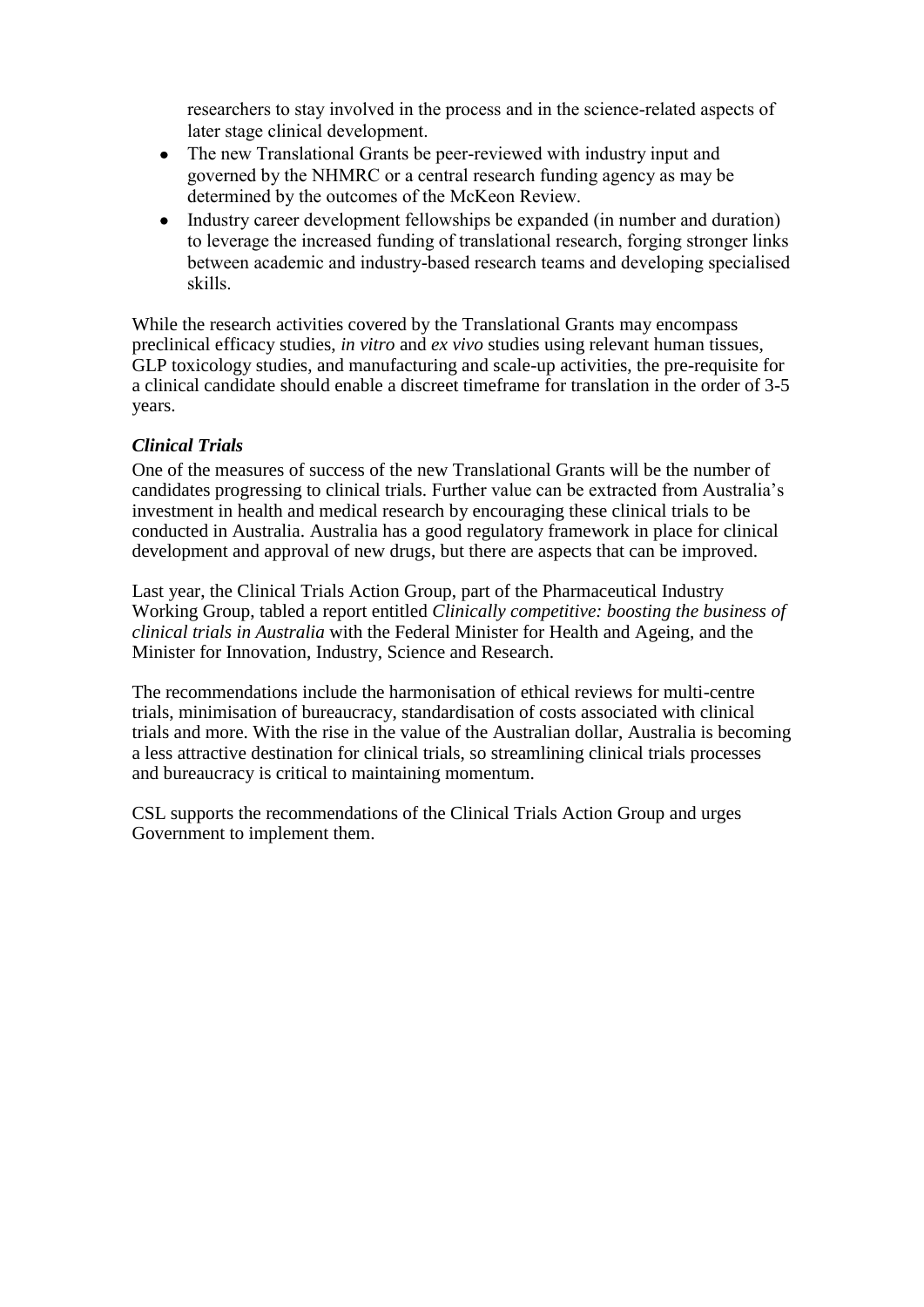researchers to stay involved in the process and in the science-related aspects of later stage clinical development.

- The new Translational Grants be peer-reviewed with industry input and governed by the NHMRC or a central research funding agency as may be determined by the outcomes of the McKeon Review.
- Industry career development fellowships be expanded (in number and duration) to leverage the increased funding of translational research, forging stronger links between academic and industry-based research teams and developing specialised skills.

While the research activities covered by the Translational Grants may encompass preclinical efficacy studies, *in vitro* and *ex vivo* studies using relevant human tissues, GLP toxicology studies, and manufacturing and scale-up activities, the pre-requisite for a clinical candidate should enable a discreet timeframe for translation in the order of 3-5 years.

***Clinical Trials***

One of the measures of success of the new Translational Grants will be the number of candidates progressing to clinical trials. Further value can be extracted from Australia's investment in health and medical research by encouraging these clinical trials to be conducted in Australia. Australia has a good regulatory framework in place for clinical development and approval of new drugs, but there are aspects that can be improved.

Last year, the Clinical Trials Action Group, part of the Pharmaceutical Industry Working Group, tabled a report entitled *Clinically competitive: boosting the business of clinical trials in Australia* with the Federal Minister for Health and Ageing, and the Minister for Innovation, Industry, Science and Research.

The recommendations include the harmonisation of ethical reviews for multi-centre trials, minimisation of bureaucracy, standardisation of costs associated with clinical trials and more. With the rise in the value of the Australian dollar, Australia is becoming a less attractive destination for clinical trials, so streamlining clinical trials processes and bureaucracy is critical to maintaining momentum.

CSL supports the recommendations of the Clinical Trials Action Group and urges Government to implement them.